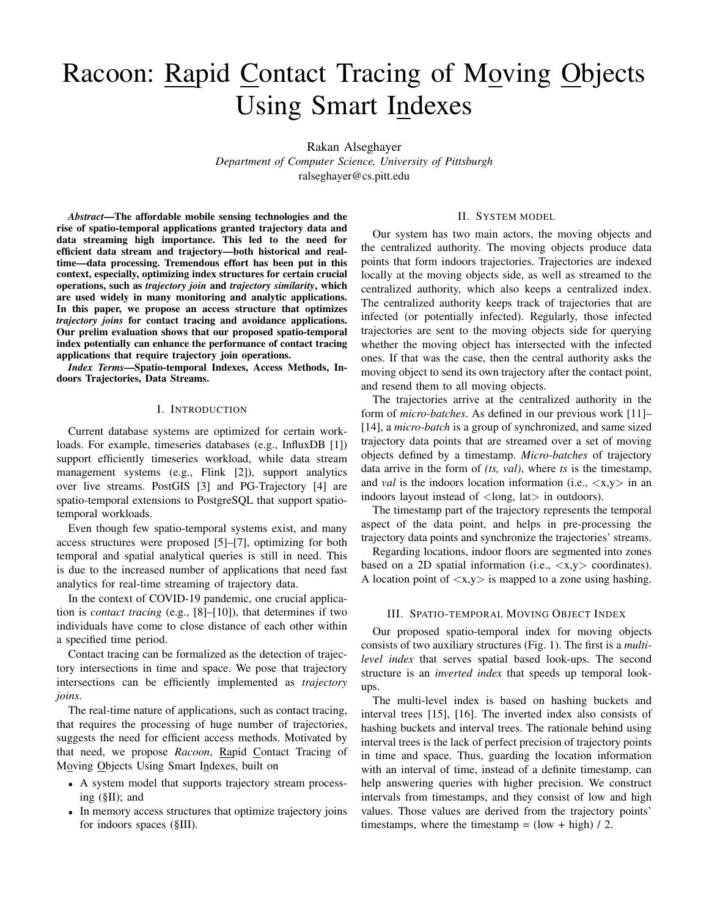# Racoon: Rapid Contact Tracing of Moving Objects Using Smart Indexes

Rakan Alseghayer
*Department of Computer Science, University of Pittsburgh*
ralseghayer@cs.pitt.edu

***Abstract*—The affordable mobile sensing technologies and the rise of spatio-temporal applications granted trajectory data and data streaming high importance. This led to the need for efficient data stream and trajectory—both historical and real-time—data processing. Tremendous effort has been put in this context, especially, optimizing index structures for certain crucial operations, such as *trajectory join* and *trajectory similarity*, which are used widely in many monitoring and analytic applications. In this paper, we propose an access structure that optimizes *trajectory joins* for contact tracing and avoidance applications. Our prelim evaluation shows that our proposed spatio-temporal index potentially can enhance the performance of contact tracing applications that require trajectory join operations.**

***Index Terms*—Spatio-temporal Indexes, Access Methods, Indoors Trajectories, Data Streams.**

## I. Introduction

Current database systems are optimized for certain workloads. For example, timeseries databases (e.g., InfluxDB [1]) support efficiently timeseries workload, while data stream management systems (e.g., Flink [2]), support analytics over live streams. PostGIS [3] and PG-Trajectory [4] are spatio-temporal extensions to PostgreSQL that support spatio-temporal workloads.

Even though few spatio-temporal systems exist, and many access structures were proposed [5]–[7], optimizing for both temporal and spatial analytical queries is still in need. This is due to the increased number of applications that need fast analytics for real-time streaming of trajectory data.

In the context of COVID-19 pandemic, one crucial application is *contact tracing* (e.g., [8]–[10]), that determines if two individuals have come to close distance of each other within a specified time period.

Contact tracing can be formalized as the detection of trajectory intersections in time and space. We pose that trajectory intersections can be efficiently implemented as *trajectory joins*.

The real-time nature of applications, such as contact tracing, that requires the processing of huge number of trajectories, suggests the need for efficient access methods. Motivated by that need, we propose *Racoon*, Rapid Contact Tracing of Moving Objects Using Smart Indexes, built on

- A system model that supports trajectory stream processing (§II); and
- In memory access structures that optimize trajectory joins for indoors spaces (§III).

## II. System model

Our system has two main actors, the moving objects and the centralized authority. The moving objects produce data points that form indoors trajectories. Trajectories are indexed locally at the moving objects side, as well as streamed to the centralized authority, which also keeps a centralized index. The centralized authority keeps track of trajectories that are infected (or potentially infected). Regularly, those infected trajectories are sent to the moving objects side for querying whether the moving object has intersected with the infected ones. If that was the case, then the central authority asks the moving object to send its own trajectory after the contact point, and resend them to all moving objects.

The trajectories arrive at the centralized authority in the form of *micro-batches*. As defined in our previous work [11]–[14], a *micro-batch* is a group of synchronized, and same sized trajectory data points that are streamed over a set of moving objects defined by a timestamp. *Micro-batches* of trajectory data arrive in the form of *(ts, val)*, where *ts* is the timestamp, and *val* is the indoors location information (i.e., <x,y> in an indoors layout instead of <long, lat> in outdoors).

The timestamp part of the trajectory represents the temporal aspect of the data point, and helps in pre-processing the trajectory data points and synchronize the trajectories' streams.

Regarding locations, indoor floors are segmented into zones based on a 2D spatial information (i.e., <x,y> coordinates). A location point of <x,y> is mapped to a zone using hashing.

## III. Spatio-temporal Moving Object Index

Our proposed spatio-temporal index for moving objects consists of two auxiliary structures (Fig. 1). The first is a *multi-level index* that serves spatial based look-ups. The second structure is an *inverted index* that speeds up temporal look-ups.

The multi-level index is based on hashing buckets and interval trees [15], [16]. The inverted index also consists of hashing buckets and interval trees. The rationale behind using interval trees is the lack of perfect precision of trajectory points in time and space. Thus, guarding the location information with an interval of time, instead of a definite timestamp, can help answering queries with higher precision. We construct intervals from timestamps, and they consist of low and high values. Those values are derived from the trajectory points' timestamps, where the timestamp = (low + high) / 2.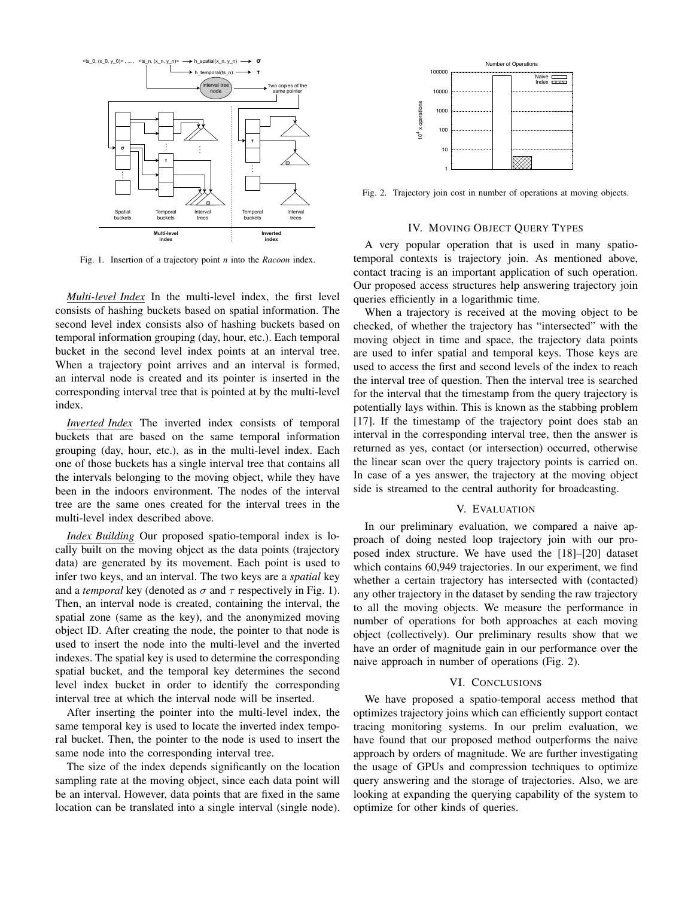Fig. 1. Insertion of a trajectory point *n* into the *Racoon* index.

*Multi-level Index* In the multi-level index, the first level consists of hashing buckets based on spatial information. The second level index consists also of hashing buckets based on temporal information grouping (day, hour, etc.). Each temporal bucket in the second level index points at an interval tree. When a trajectory point arrives and an interval is formed, an interval node is created and its pointer is inserted in the corresponding interval tree that is pointed at by the multi-level index.

*Inverted Index* The inverted index consists of temporal buckets that are based on the same temporal information grouping (day, hour, etc.), as in the multi-level index. Each one of those buckets has a single interval tree that contains all the intervals belonging to the moving object, while they have been in the indoors environment. The nodes of the interval tree are the same ones created for the interval trees in the multi-level index described above.

*Index Building* Our proposed spatio-temporal index is locally built on the moving object as the data points (trajectory data) are generated by its movement. Each point is used to infer two keys, and an interval. The two keys are a *spatial* key and a *temporal* key (denoted as $\sigma$ and $\tau$ respectively in Fig. 1). Then, an interval node is created, containing the interval, the spatial zone (same as the key), and the anonymized moving object ID. After creating the node, the pointer to that node is used to insert the node into the multi-level and the inverted indexes. The spatial key is used to determine the corresponding spatial bucket, and the temporal key determines the second level index bucket in order to identify the corresponding interval tree at which the interval node will be inserted.

After inserting the pointer into the multi-level index, the same temporal key is used to locate the inverted index temporal bucket. Then, the pointer to the node is used to insert the same node into the corresponding interval tree.

The size of the index depends significantly on the location sampling rate at the moving object, since each data point will be an interval. However, data points that are fixed in the same location can be translated into a single interval (single node).

Fig. 2. Trajectory join cost in number of operations at moving objects.

## IV. Moving Object Query Types

A very popular operation that is used in many spatio-temporal contexts is trajectory join. As mentioned above, contact tracing is an important application of such operation. Our proposed access structures help answering trajectory join queries efficiently in a logarithmic time.

When a trajectory is received at the moving object to be checked, of whether the trajectory has "intersected" with the moving object in time and space, the trajectory data points are used to infer spatial and temporal keys. Those keys are used to access the first and second levels of the index to reach the interval tree of question. Then the interval tree is searched for the interval that the timestamp from the query trajectory is potentially lays within. This is known as the stabbing problem [17]. If the timestamp of the trajectory point does stab an interval in the corresponding interval tree, then the answer is returned as yes, contact (or intersection) occurred, otherwise the linear scan over the query trajectory points is carried on. In case of a yes answer, the trajectory at the moving object side is streamed to the central authority for broadcasting.

## V. Evaluation

In our preliminary evaluation, we compared a naive approach of doing nested loop trajectory join with our proposed index structure. We have used the [18]–[20] dataset which contains 60,949 trajectories. In our experiment, we find whether a certain trajectory has intersected with (contacted) any other trajectory in the dataset by sending the raw trajectory to all the moving objects. We measure the performance in number of operations for both approaches at each moving object (collectively). Our preliminary results show that we have an order of magnitude gain in our performance over the naive approach in number of operations (Fig. 2).

## VI. Conclusions

We have proposed a spatio-temporal access method that optimizes trajectory joins which can efficiently support contact tracing monitoring systems. In our prelim evaluation, we have found that our proposed method outperforms the naive approach by orders of magnitude. We are further investigating the usage of GPUs and compression techniques to optimize query answering and the storage of trajectories. Also, we are looking at expanding the querying capability of the system to optimize for other kinds of queries.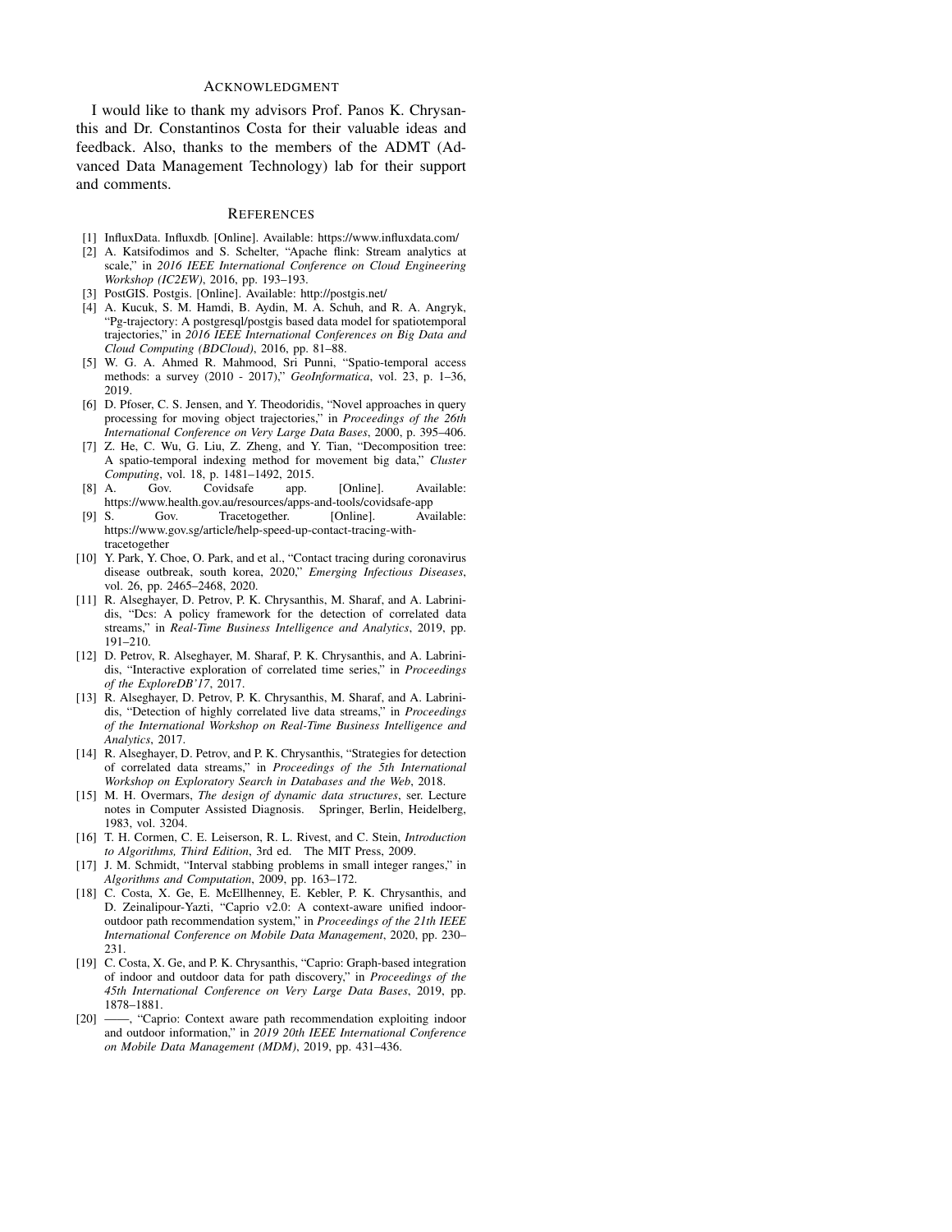## Acknowledgment

I would like to thank my advisors Prof. Panos K. Chrysanthis and Dr. Constantinos Costa for their valuable ideas and feedback. Also, thanks to the members of the ADMT (Advanced Data Management Technology) lab for their support and comments.

## References

[1] InfluxData. Influxdb. [Online]. Available: https://www.influxdata.com/

[2] A. Katsifodimos and S. Schelter, "Apache flink: Stream analytics at scale," in *2016 IEEE International Conference on Cloud Engineering Workshop (IC2EW)*, 2016, pp. 193–193.

[3] PostGIS. Postgis. [Online]. Available: http://postgis.net/

[4] A. Kucuk, S. M. Hamdi, B. Aydin, M. A. Schuh, and R. A. Angryk, "Pg-trajectory: A postgresql/postgis based data model for spatiotemporal trajectories," in *2016 IEEE International Conferences on Big Data and Cloud Computing (BDCloud)*, 2016, pp. 81–88.

[5] W. G. A. Ahmed R. Mahmood, Sri Punni, "Spatio-temporal access methods: a survey (2010 - 2017)," *GeoInformatica*, vol. 23, p. 1–36, 2019.

[6] D. Pfoser, C. S. Jensen, and Y. Theodoridis, "Novel approaches in query processing for moving object trajectories," in *Proceedings of the 26th International Conference on Very Large Data Bases*, 2000, p. 395–406.

[7] Z. He, C. Wu, G. Liu, Z. Zheng, and Y. Tian, "Decomposition tree: A spatio-temporal indexing method for movement big data," *Cluster Computing*, vol. 18, p. 1481–1492, 2015.

[8] A. Gov. Covidsafe app. [Online]. Available: https://www.health.gov.au/resources/apps-and-tools/covidsafe-app

[9] S. Gov. Tracetogether. [Online]. Available: https://www.gov.sg/article/help-speed-up-contact-tracing-with-tracetogether

[10] Y. Park, Y. Choe, O. Park, and et al., "Contact tracing during coronavirus disease outbreak, south korea, 2020," *Emerging Infectious Diseases*, vol. 26, pp. 2465–2468, 2020.

[11] R. Alseghayer, D. Petrov, P. K. Chrysanthis, M. Sharaf, and A. Labrinidis, "Dcs: A policy framework for the detection of correlated data streams," in *Real-Time Business Intelligence and Analytics*, 2019, pp. 191–210.

[12] D. Petrov, R. Alseghayer, M. Sharaf, P. K. Chrysanthis, and A. Labrinidis, "Interactive exploration of correlated time series," in *Proceedings of the ExploreDB'17*, 2017.

[13] R. Alseghayer, D. Petrov, P. K. Chrysanthis, M. Sharaf, and A. Labrinidis, "Detection of highly correlated live data streams," in *Proceedings of the International Workshop on Real-Time Business Intelligence and Analytics*, 2017.

[14] R. Alseghayer, D. Petrov, and P. K. Chrysanthis, "Strategies for detection of correlated data streams," in *Proceedings of the 5th International Workshop on Exploratory Search in Databases and the Web*, 2018.

[15] M. H. Overmars, *The design of dynamic data structures*, ser. Lecture notes in Computer Assisted Diagnosis. Springer, Berlin, Heidelberg, 1983, vol. 3204.

[16] T. H. Cormen, C. E. Leiserson, R. L. Rivest, and C. Stein, *Introduction to Algorithms, Third Edition*, 3rd ed. The MIT Press, 2009.

[17] J. M. Schmidt, "Interval stabbing problems in small integer ranges," in *Algorithms and Computation*, 2009, pp. 163–172.

[18] C. Costa, X. Ge, E. McEllhenney, E. Kebler, P. K. Chrysanthis, and D. Zeinalipour-Yazti, "Caprio v2.0: A context-aware unified indoor-outdoor path recommendation system," in *Proceedings of the 21th IEEE International Conference on Mobile Data Management*, 2020, pp. 230–231.

[19] C. Costa, X. Ge, and P. K. Chrysanthis, "Caprio: Graph-based integration of indoor and outdoor data for path discovery," in *Proceedings of the 45th International Conference on Very Large Data Bases*, 2019, pp. 1878–1881.

[20] ——, "Caprio: Context aware path recommendation exploiting indoor and outdoor information," in *2019 20th IEEE International Conference on Mobile Data Management (MDM)*, 2019, pp. 431–436.